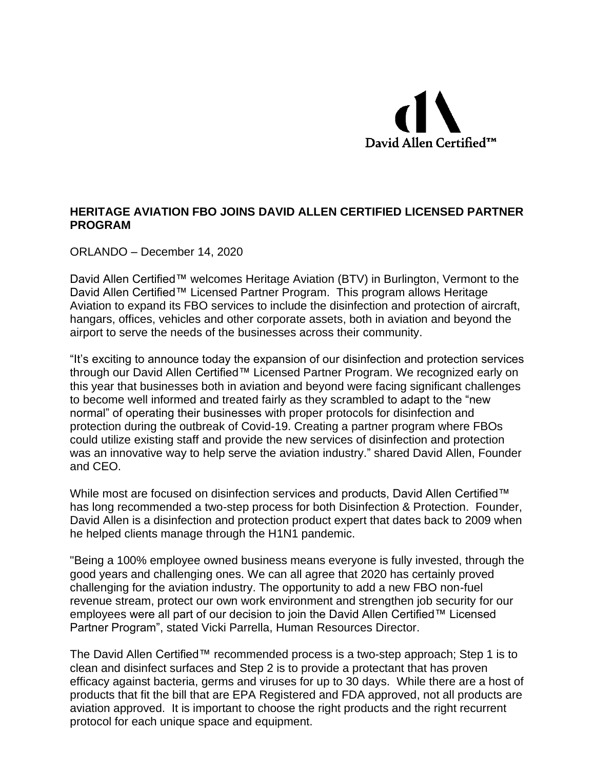David Allen Certified™

# HERITAGE AVIATION FBO JOINS DAVID ALLEN CERTIFIED LICENSED PARTNER PROGRAM

ORLANDO – December 14, 2020

David Allen Certified™ welcomes Heritage Aviation (BTV) in Burlington, Vermont to the David Allen Certified™ Licensed Partner Program. This program allows Heritage Aviation to expand its FBO services to include the disinfection and protection of aircraft, hangars, offices, vehicles and other corporate assets, both in aviation and beyond the airport to serve the needs of the businesses across their community.

"It's exciting to announce today the expansion of our disinfection and protection services through our David Allen Certified™ Licensed Partner Program. We recognized early on this year that businesses both in aviation and beyond were facing significant challenges to become well informed and treated fairly as they scrambled to adapt to the "new normal" of operating their businesses with proper protocols for disinfection and protection during the outbreak of Covid-19. Creating a partner program where FBOs could utilize existing staff and provide the new services of disinfection and protection was an innovative way to help serve the aviation industry." shared David Allen, Founder and CEO.

While most are focused on disinfection services and products, David Allen Certified™ has long recommended a two-step process for both Disinfection & Protection. Founder, David Allen is a disinfection and protection product expert that dates back to 2009 when he helped clients manage through the H1N1 pandemic.

"Being a 100% employee owned business means everyone is fully invested, through the good years and challenging ones. We can all agree that 2020 has certainly proved challenging for the aviation industry. The opportunity to add a new FBO non-fuel revenue stream, protect our own work environment and strengthen job security for our employees were all part of our decision to join the David Allen Certified™ Licensed Partner Program", stated Vicki Parrella, Human Resources Director.

The David Allen Certified™ recommended process is a two-step approach; Step 1 is to clean and disinfect surfaces and Step 2 is to provide a protectant that has proven efficacy against bacteria, germs and viruses for up to 30 days. While there are a host of products that fit the bill that are EPA Registered and FDA approved, not all products are aviation approved. It is important to choose the right products and the right recurrent protocol for each unique space and equipment.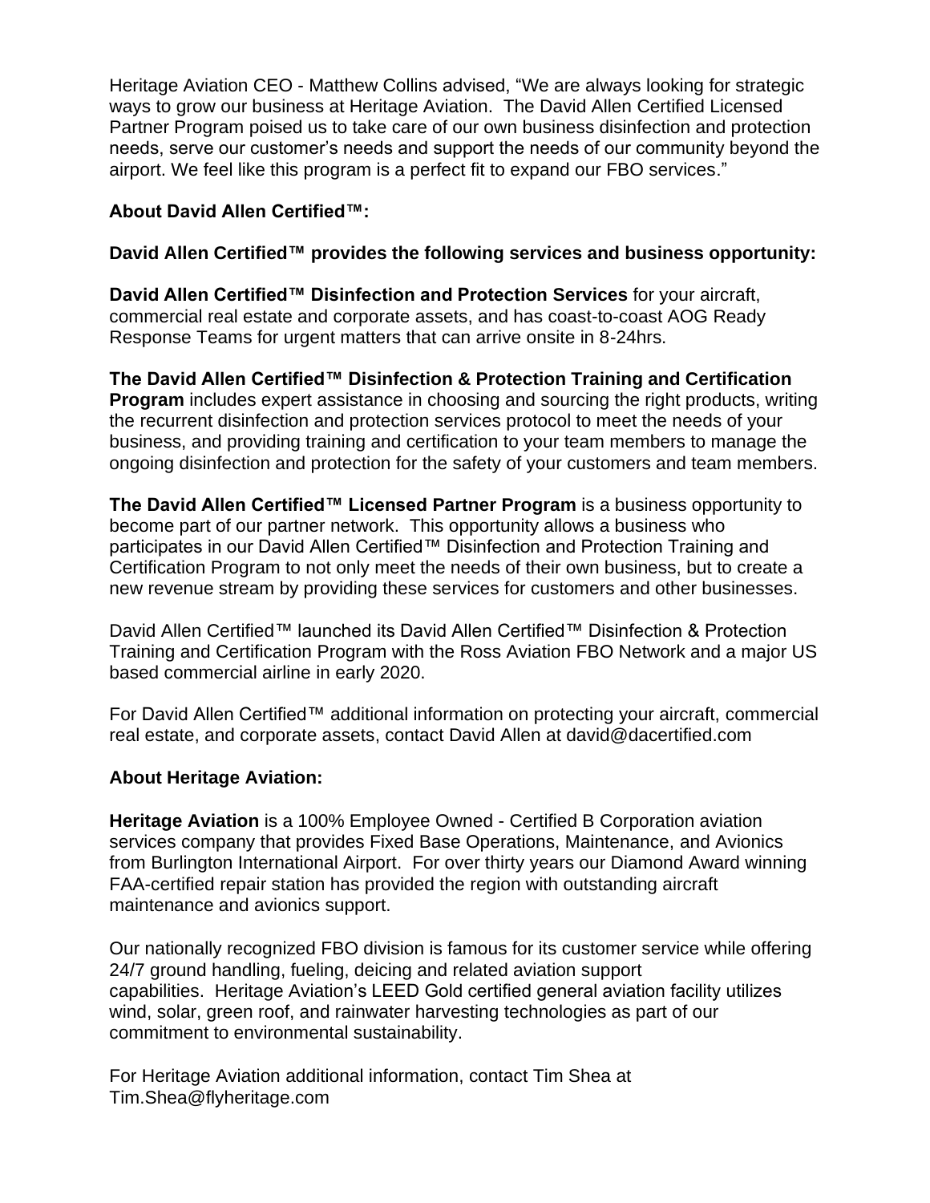Heritage Aviation CEO - Matthew Collins advised, "We are always looking for strategic ways to grow our business at Heritage Aviation. The David Allen Certified Licensed Partner Program poised us to take care of our own business disinfection and protection needs, serve our customer's needs and support the needs of our community beyond the airport. We feel like this program is a perfect fit to expand our FBO services."

**About David Allen Certified™:**

**David Allen Certified™ provides the following services and business opportunity:**

**David Allen Certified™ Disinfection and Protection Services** for your aircraft, commercial real estate and corporate assets, and has coast-to-coast AOG Ready Response Teams for urgent matters that can arrive onsite in 8-24hrs.

**The David Allen Certified™ Disinfection & Protection Training and Certification Program** includes expert assistance in choosing and sourcing the right products, writing the recurrent disinfection and protection services protocol to meet the needs of your business, and providing training and certification to your team members to manage the ongoing disinfection and protection for the safety of your customers and team members.

**The David Allen Certified™ Licensed Partner Program** is a business opportunity to become part of our partner network. This opportunity allows a business who participates in our David Allen Certified™ Disinfection and Protection Training and Certification Program to not only meet the needs of their own business, but to create a new revenue stream by providing these services for customers and other businesses.

David Allen Certified™ launched its David Allen Certified™ Disinfection & Protection Training and Certification Program with the Ross Aviation FBO Network and a major US based commercial airline in early 2020.

For David Allen Certified™ additional information on protecting your aircraft, commercial real estate, and corporate assets, contact David Allen at david@dacertified.com

**About Heritage Aviation:**

**Heritage Aviation** is a 100% Employee Owned - Certified B Corporation aviation services company that provides Fixed Base Operations, Maintenance, and Avionics from Burlington International Airport. For over thirty years our Diamond Award winning FAA-certified repair station has provided the region with outstanding aircraft maintenance and avionics support.

Our nationally recognized FBO division is famous for its customer service while offering 24/7 ground handling, fueling, deicing and related aviation support capabilities. Heritage Aviation's LEED Gold certified general aviation facility utilizes wind, solar, green roof, and rainwater harvesting technologies as part of our commitment to environmental sustainability.

For Heritage Aviation additional information, contact Tim Shea at Tim.Shea@flyheritage.com